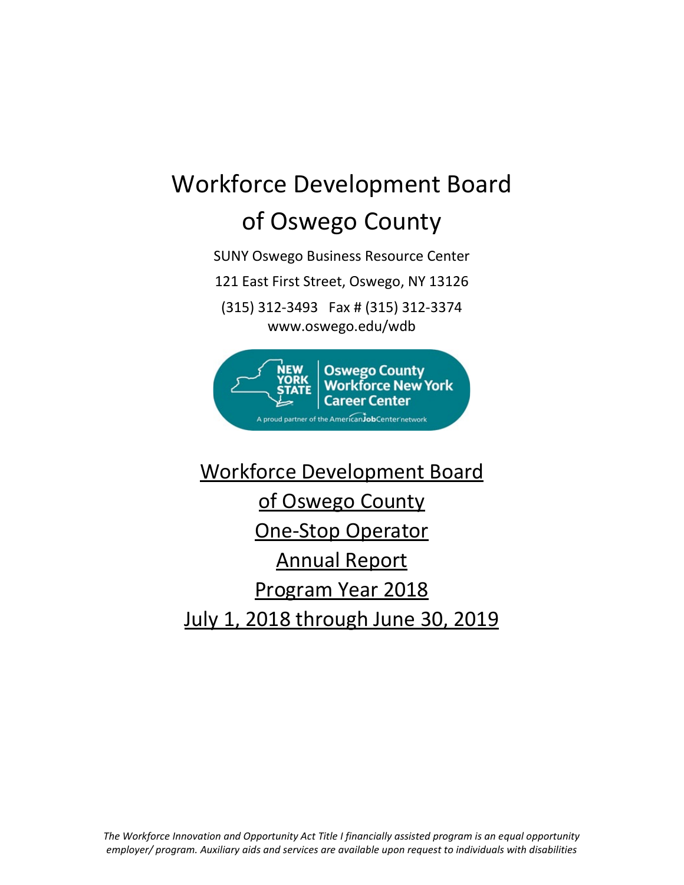# Workforce Development Board of Oswego County

SUNY Oswego Business Resource Center

121 East First Street, Oswego, NY 13126

(315) 312-3493 Fax # (315) 312-3374

www.oswego.edu/wdb

NEW YORK STATE | Oswego County Workforce New York Career Center

A proud partner of the AmericanJobCenter network

## Workforce Development Board of Oswego County One-Stop Operator Annual Report Program Year 2018 July 1, 2018 through June 30, 2019

*The Workforce Innovation and Opportunity Act Title I financially assisted program is an equal opportunity employer/ program. Auxiliary aids and services are available upon request to individuals with disabilities*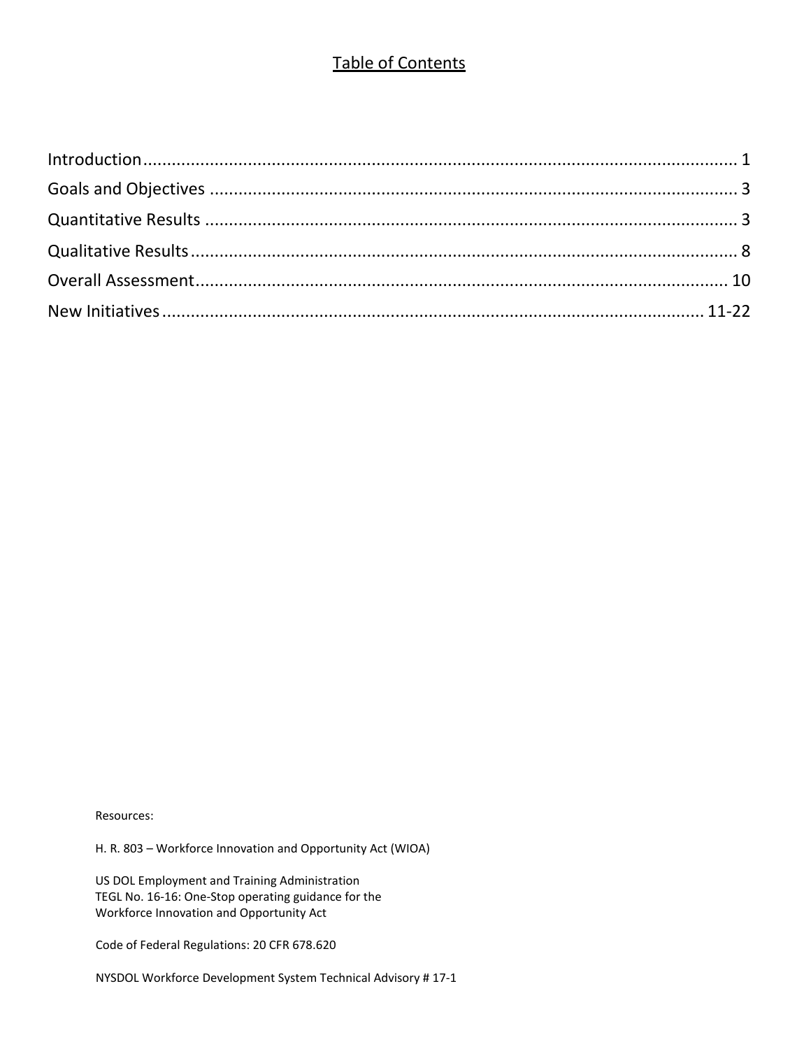# Table of Contents

Introduction....................................................................................................................... 1
Goals and Objectives ........................................................................................................ 3
Quantitative Results ......................................................................................................... 3
Qualitative Results............................................................................................................ 8
Overall Assessment......................................................................................................... 10
New Initiatives ............................................................................................................ 11-22

Resources:

H. R. 803 – Workforce Innovation and Opportunity Act (WIOA)

US DOL Employment and Training Administration
TEGL No. 16-16: One-Stop operating guidance for the
Workforce Innovation and Opportunity Act

Code of Federal Regulations: 20 CFR 678.620

NYSDOL Workforce Development System Technical Advisory # 17-1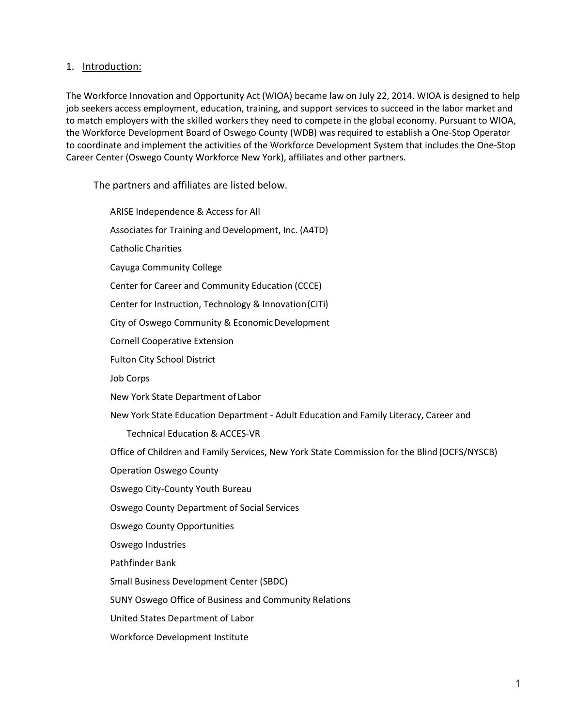## 1. Introduction:

The Workforce Innovation and Opportunity Act (WIOA) became law on July 22, 2014. WIOA is designed to help job seekers access employment, education, training, and support services to succeed in the labor market and to match employers with the skilled workers they need to compete in the global economy. Pursuant to WIOA, the Workforce Development Board of Oswego County (WDB) was required to establish a One-Stop Operator to coordinate and implement the activities of the Workforce Development System that includes the One-Stop Career Center (Oswego County Workforce New York), affiliates and other partners.

The partners and affiliates are listed below.

- ARISE Independence & Access for All
- Associates for Training and Development, Inc. (A4TD)
- Catholic Charities
- Cayuga Community College
- Center for Career and Community Education (CCCE)
- Center for Instruction, Technology & Innovation (CiTi)
- City of Oswego Community & Economic Development
- Cornell Cooperative Extension
- Fulton City School District
- Job Corps
- New York State Department of Labor
- New York State Education Department - Adult Education and Family Literacy, Career and Technical Education & ACCES-VR
- Office of Children and Family Services, New York State Commission for the Blind (OCFS/NYSCB)
- Operation Oswego County
- Oswego City-County Youth Bureau
- Oswego County Department of Social Services
- Oswego County Opportunities
- Oswego Industries
- Pathfinder Bank
- Small Business Development Center (SBDC)
- SUNY Oswego Office of Business and Community Relations
- United States Department of Labor
- Workforce Development Institute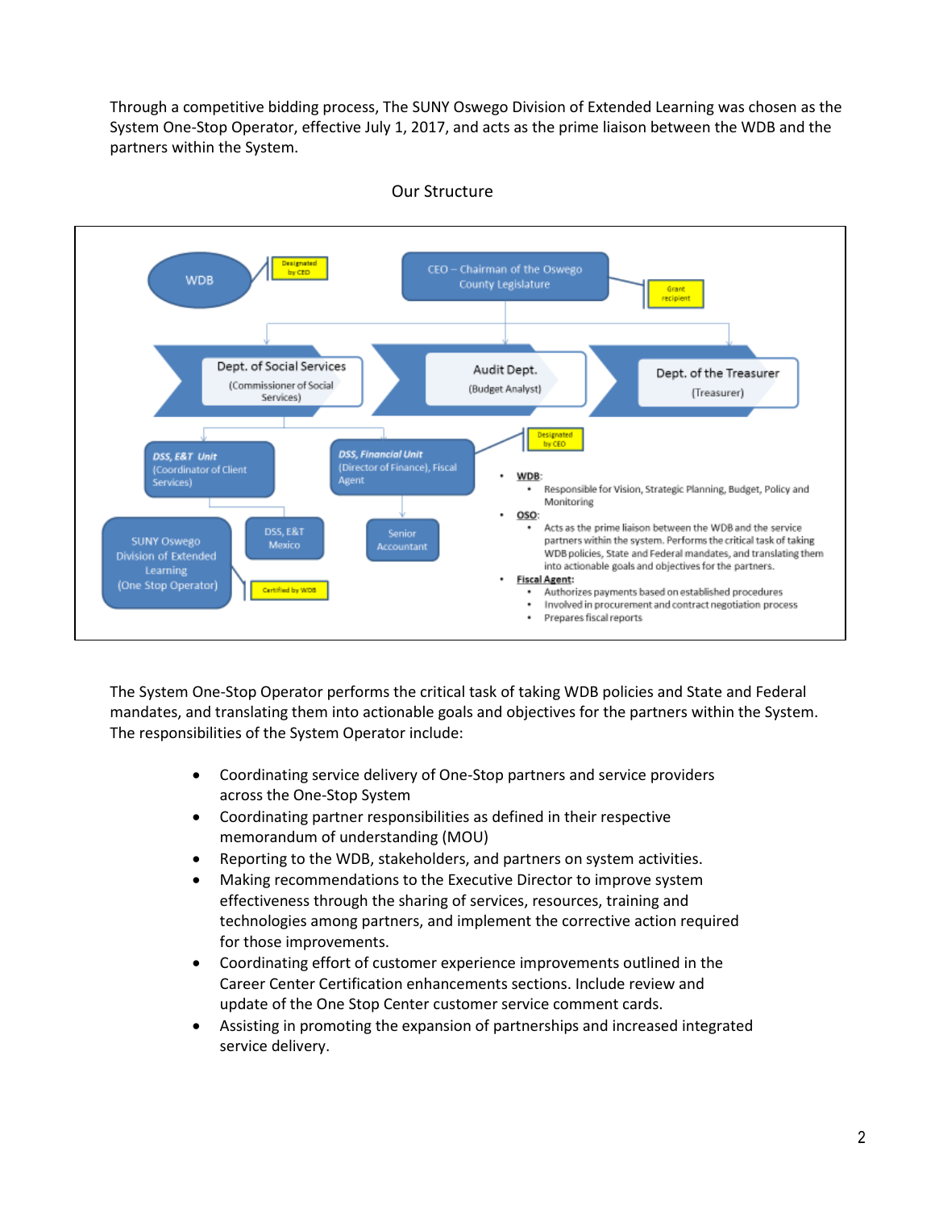Through a competitive bidding process, The SUNY Oswego Division of Extended Learning was chosen as the System One-Stop Operator, effective July 1, 2017, and acts as the prime liaison between the WDB and the partners within the System.

Our Structure

WDB

Designated by CEO

CEO – Chairman of the Oswego County Legislature

Grant recipient

Dept. of Social Services (Commissioner of Social Services)

Audit Dept. (Budget Analyst)

Dept. of the Treasurer (Treasurer)

DSS, E&T Unit (Coordinator of Client Services)

DSS, Financial Unit (Director of Finance), Fiscal Agent

Designated by CEO

SUNY Oswego Division of Extended Learning (One Stop Operator)

DSS, E&T Mexico

Senior Accountant

Certified by WDB

- **WDB**:
  - Responsible for Vision, Strategic Planning, Budget, Policy and Monitoring
- **OSO**:
  - Acts as the prime liaison between the WDB and the service partners within the system. Performs the critical task of taking WDB policies, State and Federal mandates, and translating them into actionable goals and objectives for the partners.
- **Fiscal Agent**:
  - Authorizes payments based on established procedures
  - Involved in procurement and contract negotiation process
  - Prepares fiscal reports

The System One-Stop Operator performs the critical task of taking WDB policies and State and Federal mandates, and translating them into actionable goals and objectives for the partners within the System. The responsibilities of the System Operator include:

- Coordinating service delivery of One-Stop partners and service providers across the One-Stop System
- Coordinating partner responsibilities as defined in their respective memorandum of understanding (MOU)
- Reporting to the WDB, stakeholders, and partners on system activities.
- Making recommendations to the Executive Director to improve system effectiveness through the sharing of services, resources, training and technologies among partners, and implement the corrective action required for those improvements.
- Coordinating effort of customer experience improvements outlined in the Career Center Certification enhancements sections. Include review and update of the One Stop Center customer service comment cards.
- Assisting in promoting the expansion of partnerships and increased integrated service delivery.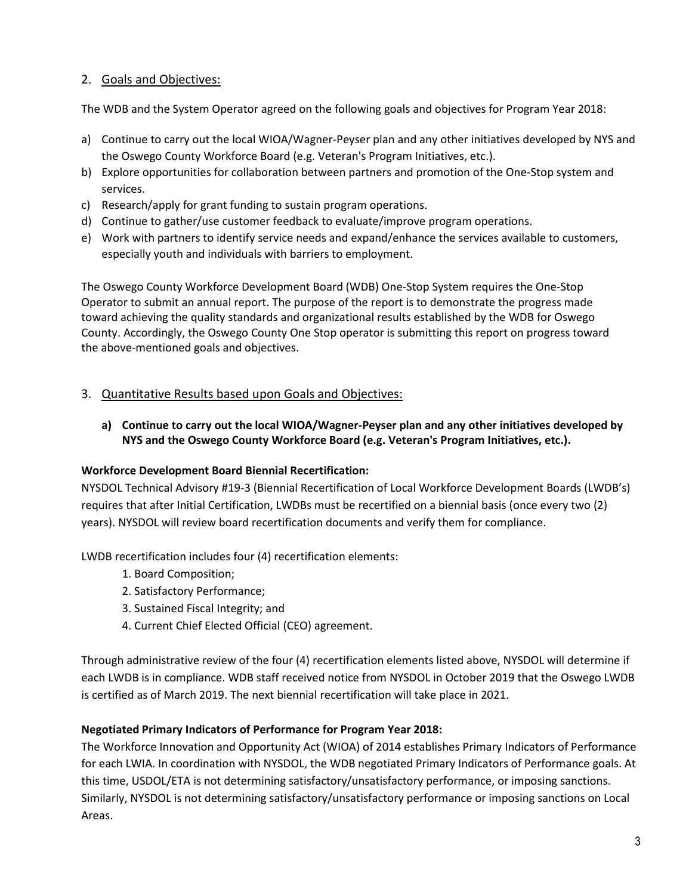## 2. Goals and Objectives:

The WDB and the System Operator agreed on the following goals and objectives for Program Year 2018:

a) Continue to carry out the local WIOA/Wagner-Peyser plan and any other initiatives developed by NYS and the Oswego County Workforce Board (e.g. Veteran's Program Initiatives, etc.).
b) Explore opportunities for collaboration between partners and promotion of the One-Stop system and services.
c) Research/apply for grant funding to sustain program operations.
d) Continue to gather/use customer feedback to evaluate/improve program operations.
e) Work with partners to identify service needs and expand/enhance the services available to customers, especially youth and individuals with barriers to employment.

The Oswego County Workforce Development Board (WDB) One-Stop System requires the One-Stop Operator to submit an annual report. The purpose of the report is to demonstrate the progress made toward achieving the quality standards and organizational results established by the WDB for Oswego County. Accordingly, the Oswego County One Stop operator is submitting this report on progress toward the above-mentioned goals and objectives.

## 3. Quantitative Results based upon Goals and Objectives:

**a) Continue to carry out the local WIOA/Wagner-Peyser plan and any other initiatives developed by NYS and the Oswego County Workforce Board (e.g. Veteran's Program Initiatives, etc.).**

**Workforce Development Board Biennial Recertification:**
NYSDOL Technical Advisory #19-3 (Biennial Recertification of Local Workforce Development Boards (LWDB's) requires that after Initial Certification, LWDBs must be recertified on a biennial basis (once every two (2) years). NYSDOL will review board recertification documents and verify them for compliance.

LWDB recertification includes four (4) recertification elements:

1. Board Composition;
2. Satisfactory Performance;
3. Sustained Fiscal Integrity; and
4. Current Chief Elected Official (CEO) agreement.

Through administrative review of the four (4) recertification elements listed above, NYSDOL will determine if each LWDB is in compliance. WDB staff received notice from NYSDOL in October 2019 that the Oswego LWDB is certified as of March 2019. The next biennial recertification will take place in 2021.

**Negotiated Primary Indicators of Performance for Program Year 2018:**
The Workforce Innovation and Opportunity Act (WIOA) of 2014 establishes Primary Indicators of Performance for each LWIA. In coordination with NYSDOL, the WDB negotiated Primary Indicators of Performance goals. At this time, USDOL/ETA is not determining satisfactory/unsatisfactory performance, or imposing sanctions. Similarly, NYSDOL is not determining satisfactory/unsatisfactory performance or imposing sanctions on Local Areas.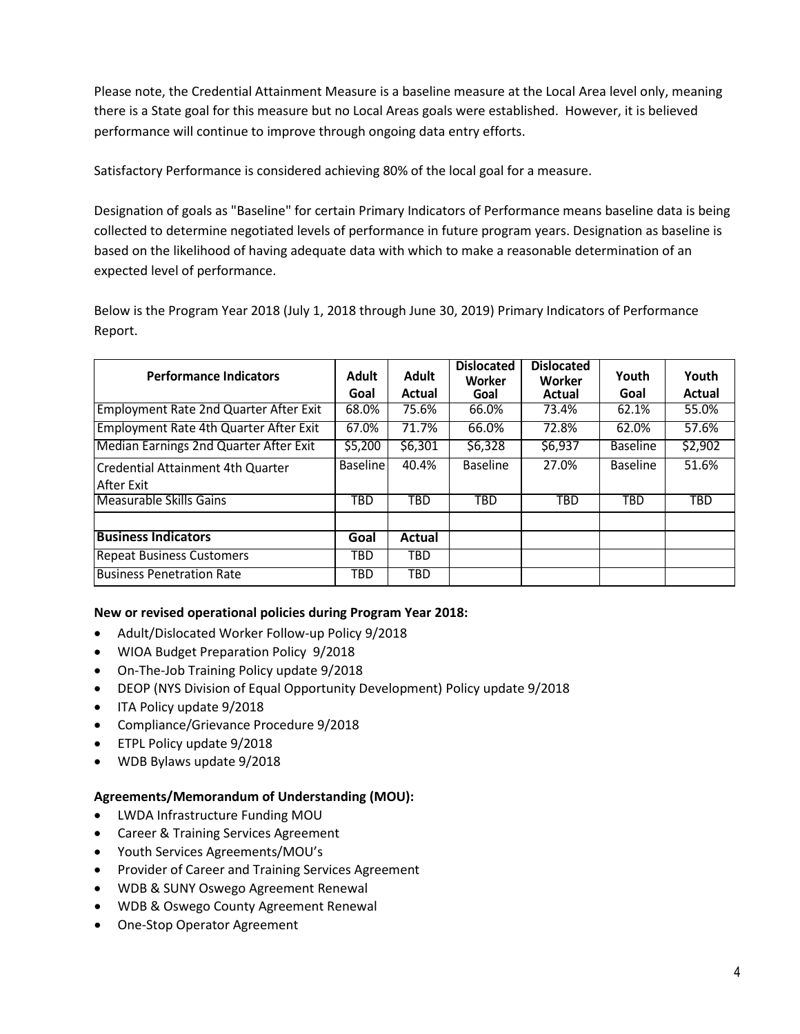Please note, the Credential Attainment Measure is a baseline measure at the Local Area level only, meaning there is a State goal for this measure but no Local Areas goals were established. However, it is believed performance will continue to improve through ongoing data entry efforts.

Satisfactory Performance is considered achieving 80% of the local goal for a measure.

Designation of goals as "Baseline" for certain Primary Indicators of Performance means baseline data is being collected to determine negotiated levels of performance in future program years. Designation as baseline is based on the likelihood of having adequate data with which to make a reasonable determination of an expected level of performance.

Below is the Program Year 2018 (July 1, 2018 through June 30, 2019) Primary Indicators of Performance Report.

| Performance Indicators | Adult Goal | Adult Actual | Dislocated Worker Goal | Dislocated Worker Actual | Youth Goal | Youth Actual |
|---|---|---|---|---|---|---|
| Employment Rate 2nd Quarter After Exit | 68.0% | 75.6% | 66.0% | 73.4% | 62.1% | 55.0% |
| Employment Rate 4th Quarter After Exit | 67.0% | 71.7% | 66.0% | 72.8% | 62.0% | 57.6% |
| Median Earnings 2nd Quarter After Exit | $5,200 | $6,301 | $6,328 | $6,937 | Baseline | $2,902 |
| Credential Attainment 4th Quarter After Exit | Baseline | 40.4% | Baseline | 27.0% | Baseline | 51.6% |
| Measurable Skills Gains | TBD | TBD | TBD | TBD | TBD | TBD |
| | | | | | | |
| **Business Indicators** | **Goal** | **Actual** | | | | |
| Repeat Business Customers | TBD | TBD | | | | |
| Business Penetration Rate | TBD | TBD | | | | |

**New or revised operational policies during Program Year 2018:**

- Adult/Dislocated Worker Follow-up Policy 9/2018
- WIOA Budget Preparation Policy 9/2018
- On-The-Job Training Policy update 9/2018
- DEOP (NYS Division of Equal Opportunity Development) Policy update 9/2018
- ITA Policy update 9/2018
- Compliance/Grievance Procedure 9/2018
- ETPL Policy update 9/2018
- WDB Bylaws update 9/2018

**Agreements/Memorandum of Understanding (MOU):**

- LWDA Infrastructure Funding MOU
- Career & Training Services Agreement
- Youth Services Agreements/MOU's
- Provider of Career and Training Services Agreement
- WDB & SUNY Oswego Agreement Renewal
- WDB & Oswego County Agreement Renewal
- One-Stop Operator Agreement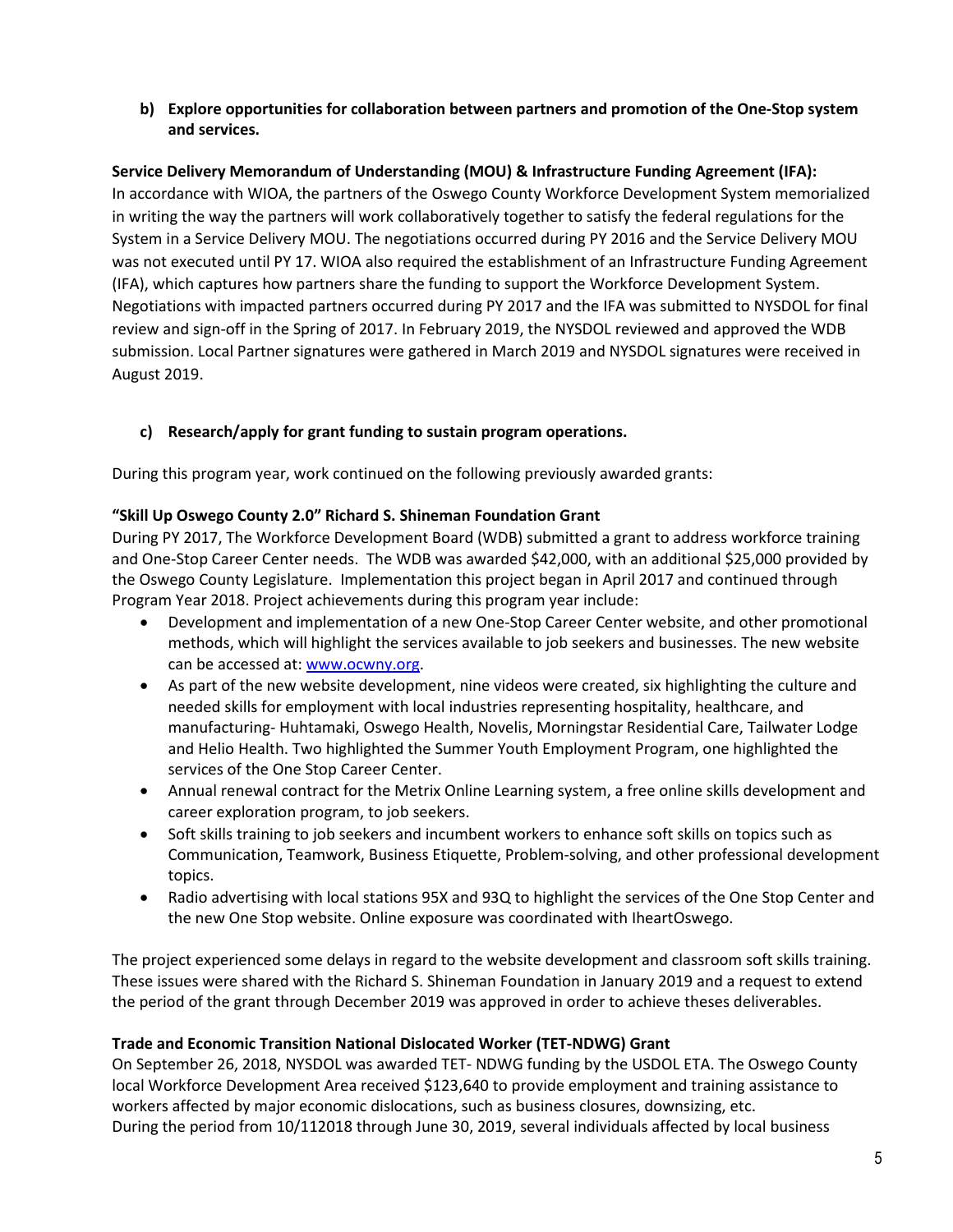**b) Explore opportunities for collaboration between partners and promotion of the One-Stop system and services.**

**Service Delivery Memorandum of Understanding (MOU) & Infrastructure Funding Agreement (IFA):**
In accordance with WIOA, the partners of the Oswego County Workforce Development System memorialized in writing the way the partners will work collaboratively together to satisfy the federal regulations for the System in a Service Delivery MOU. The negotiations occurred during PY 2016 and the Service Delivery MOU was not executed until PY 17. WIOA also required the establishment of an Infrastructure Funding Agreement (IFA), which captures how partners share the funding to support the Workforce Development System. Negotiations with impacted partners occurred during PY 2017 and the IFA was submitted to NYSDOL for final review and sign-off in the Spring of 2017. In February 2019, the NYSDOL reviewed and approved the WDB submission. Local Partner signatures were gathered in March 2019 and NYSDOL signatures were received in August 2019.

**c) Research/apply for grant funding to sustain program operations.**

During this program year, work continued on the following previously awarded grants:

**"Skill Up Oswego County 2.0" Richard S. Shineman Foundation Grant**
During PY 2017, The Workforce Development Board (WDB) submitted a grant to address workforce training and One-Stop Career Center needs. The WDB was awarded $42,000, with an additional $25,000 provided by the Oswego County Legislature. Implementation this project began in April 2017 and continued through Program Year 2018. Project achievements during this program year include:

- Development and implementation of a new One-Stop Career Center website, and other promotional methods, which will highlight the services available to job seekers and businesses. The new website can be accessed at: [www.ocwny.org](http://www.ocwny.org).
- As part of the new website development, nine videos were created, six highlighting the culture and needed skills for employment with local industries representing hospitality, healthcare, and manufacturing- Huhtamaki, Oswego Health, Novelis, Morningstar Residential Care, Tailwater Lodge and Helio Health. Two highlighted the Summer Youth Employment Program, one highlighted the services of the One Stop Career Center.
- Annual renewal contract for the Metrix Online Learning system, a free online skills development and career exploration program, to job seekers.
- Soft skills training to job seekers and incumbent workers to enhance soft skills on topics such as Communication, Teamwork, Business Etiquette, Problem-solving, and other professional development topics.
- Radio advertising with local stations 95X and 93Q to highlight the services of the One Stop Center and the new One Stop website. Online exposure was coordinated with IheartOswego.

The project experienced some delays in regard to the website development and classroom soft skills training. These issues were shared with the Richard S. Shineman Foundation in January 2019 and a request to extend the period of the grant through December 2019 was approved in order to achieve theses deliverables.

**Trade and Economic Transition National Dislocated Worker (TET-NDWG) Grant**
On September 26, 2018, NYSDOL was awarded TET- NDWG funding by the USDOL ETA. The Oswego County local Workforce Development Area received $123,640 to provide employment and training assistance to workers affected by major economic dislocations, such as business closures, downsizing, etc.
During the period from 10/112018 through June 30, 2019, several individuals affected by local business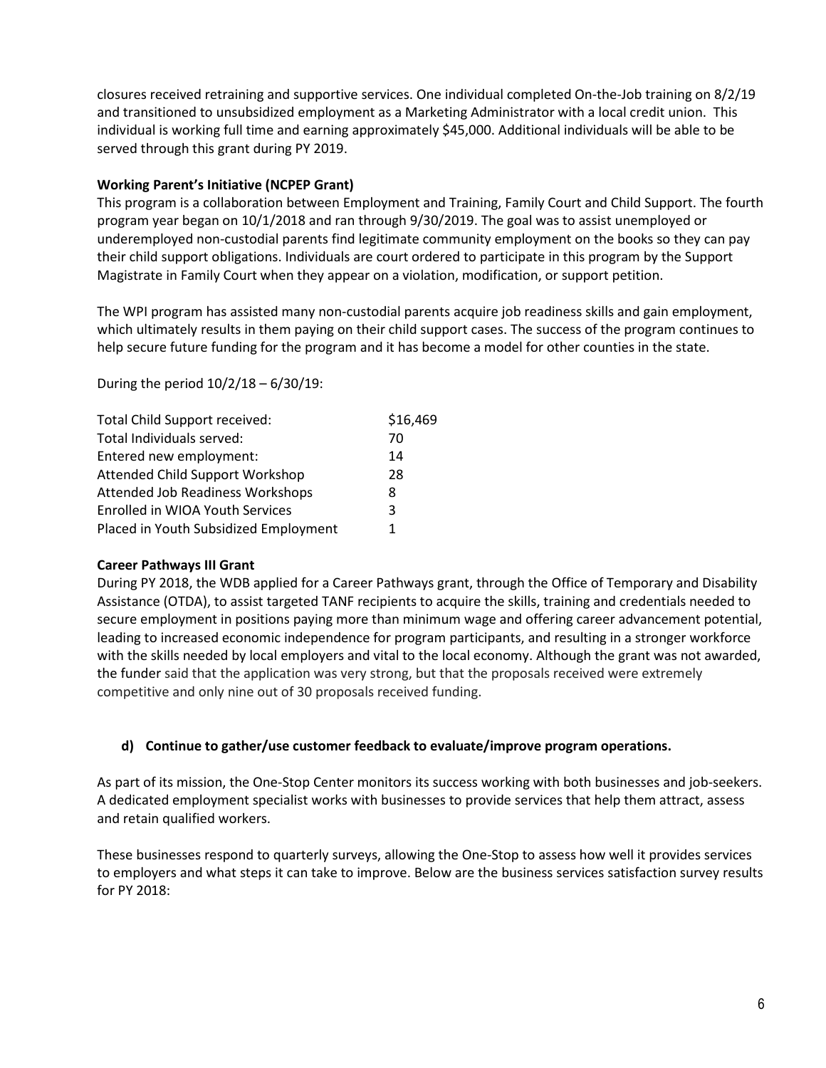closures received retraining and supportive services. One individual completed On-the-Job training on 8/2/19 and transitioned to unsubsidized employment as a Marketing Administrator with a local credit union. This individual is working full time and earning approximately $45,000. Additional individuals will be able to be served through this grant during PY 2019.

**Working Parent's Initiative (NCPEP Grant)**

This program is a collaboration between Employment and Training, Family Court and Child Support. The fourth program year began on 10/1/2018 and ran through 9/30/2019. The goal was to assist unemployed or underemployed non-custodial parents find legitimate community employment on the books so they can pay their child support obligations. Individuals are court ordered to participate in this program by the Support Magistrate in Family Court when they appear on a violation, modification, or support petition.

The WPI program has assisted many non-custodial parents acquire job readiness skills and gain employment, which ultimately results in them paying on their child support cases. The success of the program continues to help secure future funding for the program and it has become a model for other counties in the state.

During the period 10/2/18 – 6/30/19:

| | |
|---|---|
| Total Child Support received: | $16,469 |
| Total Individuals served: | 70 |
| Entered new employment: | 14 |
| Attended Child Support Workshop | 28 |
| Attended Job Readiness Workshops | 8 |
| Enrolled in WIOA Youth Services | 3 |
| Placed in Youth Subsidized Employment | 1 |

**Career Pathways III Grant**

During PY 2018, the WDB applied for a Career Pathways grant, through the Office of Temporary and Disability Assistance (OTDA), to assist targeted TANF recipients to acquire the skills, training and credentials needed to secure employment in positions paying more than minimum wage and offering career advancement potential, leading to increased economic independence for program participants, and resulting in a stronger workforce with the skills needed by local employers and vital to the local economy. Although the grant was not awarded, the funder said that the application was very strong, but that the proposals received were extremely competitive and only nine out of 30 proposals received funding.

**d) Continue to gather/use customer feedback to evaluate/improve program operations.**

As part of its mission, the One-Stop Center monitors its success working with both businesses and job-seekers. A dedicated employment specialist works with businesses to provide services that help them attract, assess and retain qualified workers.

These businesses respond to quarterly surveys, allowing the One-Stop to assess how well it provides services to employers and what steps it can take to improve. Below are the business services satisfaction survey results for PY 2018: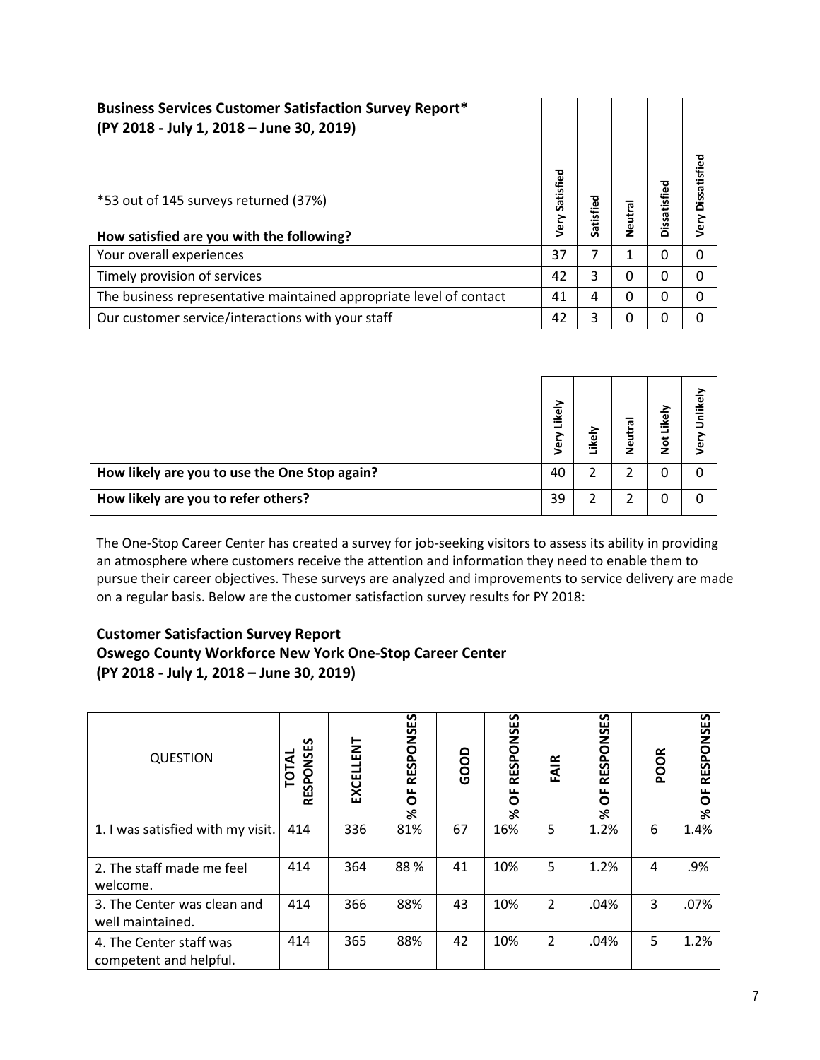| **Business Services Customer Satisfaction Survey Report*** **(PY 2018 - July 1, 2018 – June 30, 2019)** *53 out of 145 surveys returned (37%) **How satisfied are you with the following?** | Very Satisfied | Satisfied | Neutral | Dissatisfied | Very Dissatisfied |
|---|---|---|---|---|---|
| Your overall experiences | 37 | 7 | 1 | 0 | 0 |
| Timely provision of services | 42 | 3 | 0 | 0 | 0 |
| The business representative maintained appropriate level of contact | 41 | 4 | 0 | 0 | 0 |
| Our customer service/interactions with your staff | 42 | 3 | 0 | 0 | 0 |

| | Very Likely | Likely | Neutral | Not Likely | Very Unlikely |
|---|---|---|---|---|---|
| **How likely are you to use the One Stop again?** | 40 | 2 | 2 | 0 | 0 |
| **How likely are you to refer others?** | 39 | 2 | 2 | 0 | 0 |

The One-Stop Career Center has created a survey for job-seeking visitors to assess its ability in providing an atmosphere where customers receive the attention and information they need to enable them to pursue their career objectives. These surveys are analyzed and improvements to service delivery are made on a regular basis. Below are the customer satisfaction survey results for PY 2018:

**Customer Satisfaction Survey Report**
**Oswego County Workforce New York One-Stop Career Center**
**(PY 2018 - July 1, 2018 – June 30, 2019)**

| QUESTION | TOTAL RESPONSES | EXCELLENT | % OF RESPONSES | GOOD | % OF RESPONSES | FAIR | % OF RESPONSES | POOR | % OF RESPONSES |
|---|---|---|---|---|---|---|---|---|---|
| 1. I was satisfied with my visit. | 414 | 336 | 81% | 67 | 16% | 5 | 1.2% | 6 | 1.4% |
| 2. The staff made me feel welcome. | 414 | 364 | 88 % | 41 | 10% | 5 | 1.2% | 4 | .9% |
| 3. The Center was clean and well maintained. | 414 | 366 | 88% | 43 | 10% | 2 | .04% | 3 | .07% |
| 4. The Center staff was competent and helpful. | 414 | 365 | 88% | 42 | 10% | 2 | .04% | 5 | 1.2% |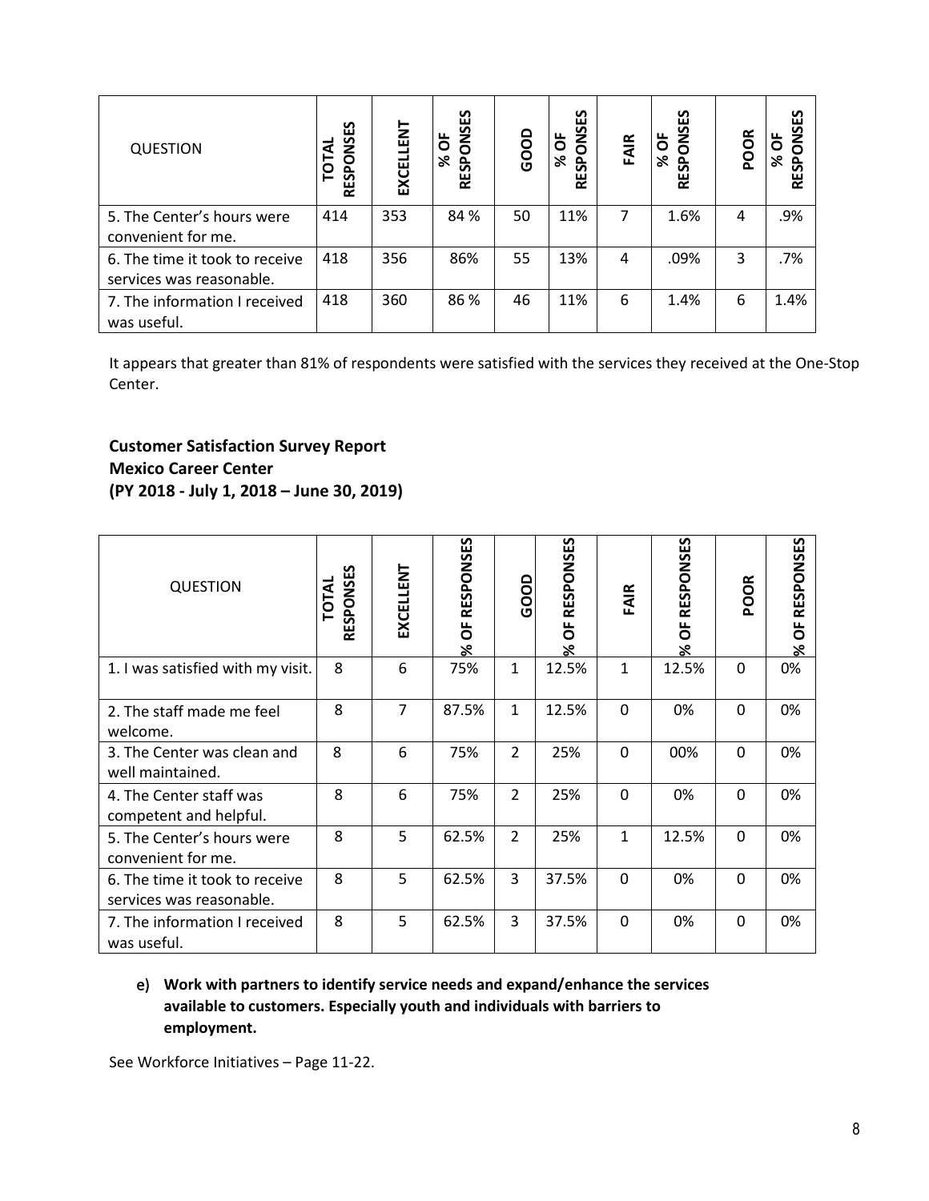| QUESTION | TOTAL RESPONSES | EXCELLENT | % OF RESPONSES | GOOD | % OF RESPONSES | FAIR | % OF RESPONSES | POOR | % OF RESPONSES |
|---|---|---|---|---|---|---|---|---|---|
| 5. The Center's hours were convenient for me. | 414 | 353 | 84 % | 50 | 11% | 7 | 1.6% | 4 | .9% |
| 6. The time it took to receive services was reasonable. | 418 | 356 | 86% | 55 | 13% | 4 | .09% | 3 | .7% |
| 7. The information I received was useful. | 418 | 360 | 86 % | 46 | 11% | 6 | 1.4% | 6 | 1.4% |

It appears that greater than 81% of respondents were satisfied with the services they received at the One-Stop Center.

**Customer Satisfaction Survey Report**
**Mexico Career Center**
**(PY 2018 - July 1, 2018 – June 30, 2019)**

| QUESTION | TOTAL RESPONSES | EXCELLENT | % OF RESPONSES | GOOD | % OF RESPONSES | FAIR | % OF RESPONSES | POOR | % OF RESPONSES |
|---|---|---|---|---|---|---|---|---|---|
| 1. I was satisfied with my visit. | 8 | 6 | 75% | 1 | 12.5% | 1 | 12.5% | 0 | 0% |
| 2. The staff made me feel welcome. | 8 | 7 | 87.5% | 1 | 12.5% | 0 | 0% | 0 | 0% |
| 3. The Center was clean and well maintained. | 8 | 6 | 75% | 2 | 25% | 0 | 00% | 0 | 0% |
| 4. The Center staff was competent and helpful. | 8 | 6 | 75% | 2 | 25% | 0 | 0% | 0 | 0% |
| 5. The Center's hours were convenient for me. | 8 | 5 | 62.5% | 2 | 25% | 1 | 12.5% | 0 | 0% |
| 6. The time it took to receive services was reasonable. | 8 | 5 | 62.5% | 3 | 37.5% | 0 | 0% | 0 | 0% |
| 7. The information I received was useful. | 8 | 5 | 62.5% | 3 | 37.5% | 0 | 0% | 0 | 0% |

e) **Work with partners to identify service needs and expand/enhance the services available to customers. Especially youth and individuals with barriers to employment.**

See Workforce Initiatives – Page 11-22.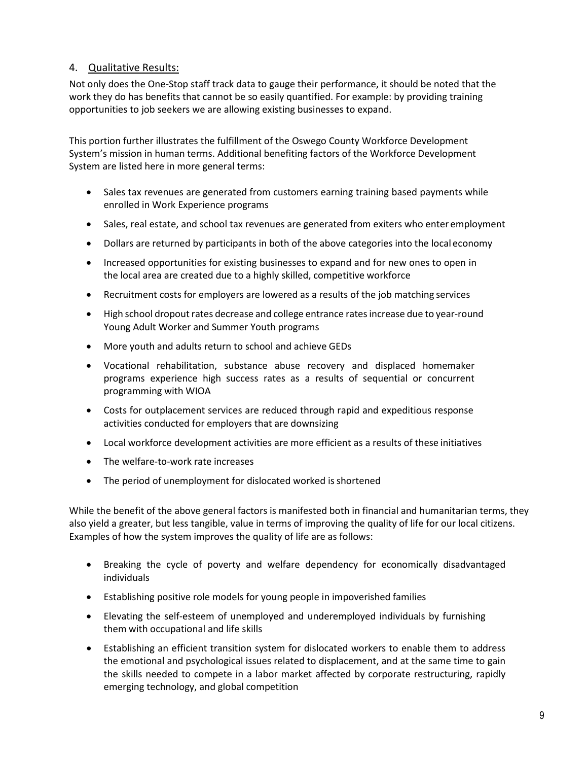## 4. Qualitative Results:

Not only does the One-Stop staff track data to gauge their performance, it should be noted that the work they do has benefits that cannot be so easily quantified. For example: by providing training opportunities to job seekers we are allowing existing businesses to expand.

This portion further illustrates the fulfillment of the Oswego County Workforce Development System's mission in human terms. Additional benefiting factors of the Workforce Development System are listed here in more general terms:

- Sales tax revenues are generated from customers earning training based payments while enrolled in Work Experience programs
- Sales, real estate, and school tax revenues are generated from exiters who enter employment
- Dollars are returned by participants in both of the above categories into the local economy
- Increased opportunities for existing businesses to expand and for new ones to open in the local area are created due to a highly skilled, competitive workforce
- Recruitment costs for employers are lowered as a results of the job matching services
- High school dropout rates decrease and college entrance rates increase due to year-round Young Adult Worker and Summer Youth programs
- More youth and adults return to school and achieve GEDs
- Vocational rehabilitation, substance abuse recovery and displaced homemaker programs experience high success rates as a results of sequential or concurrent programming with WIOA
- Costs for outplacement services are reduced through rapid and expeditious response activities conducted for employers that are downsizing
- Local workforce development activities are more efficient as a results of these initiatives
- The welfare-to-work rate increases
- The period of unemployment for dislocated worked is shortened

While the benefit of the above general factors is manifested both in financial and humanitarian terms, they also yield a greater, but less tangible, value in terms of improving the quality of life for our local citizens. Examples of how the system improves the quality of life are as follows:

- Breaking the cycle of poverty and welfare dependency for economically disadvantaged individuals
- Establishing positive role models for young people in impoverished families
- Elevating the self-esteem of unemployed and underemployed individuals by furnishing them with occupational and life skills
- Establishing an efficient transition system for dislocated workers to enable them to address the emotional and psychological issues related to displacement, and at the same time to gain the skills needed to compete in a labor market affected by corporate restructuring, rapidly emerging technology, and global competition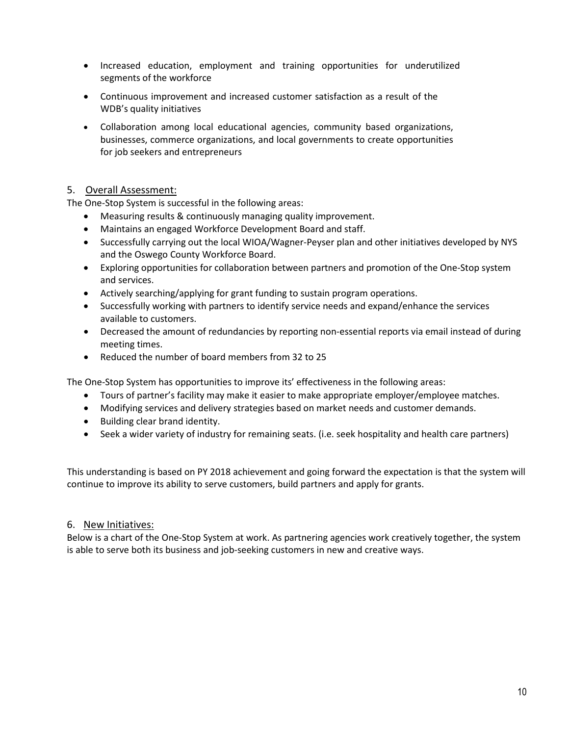- Increased education, employment and training opportunities for underutilized segments of the workforce
- Continuous improvement and increased customer satisfaction as a result of the WDB's quality initiatives
- Collaboration among local educational agencies, community based organizations, businesses, commerce organizations, and local governments to create opportunities for job seekers and entrepreneurs

## 5. Overall Assessment:

The One-Stop System is successful in the following areas:

- Measuring results & continuously managing quality improvement.
- Maintains an engaged Workforce Development Board and staff.
- Successfully carrying out the local WIOA/Wagner-Peyser plan and other initiatives developed by NYS and the Oswego County Workforce Board.
- Exploring opportunities for collaboration between partners and promotion of the One-Stop system and services.
- Actively searching/applying for grant funding to sustain program operations.
- Successfully working with partners to identify service needs and expand/enhance the services available to customers.
- Decreased the amount of redundancies by reporting non-essential reports via email instead of during meeting times.
- Reduced the number of board members from 32 to 25

The One-Stop System has opportunities to improve its' effectiveness in the following areas:

- Tours of partner's facility may make it easier to make appropriate employer/employee matches.
- Modifying services and delivery strategies based on market needs and customer demands.
- Building clear brand identity.
- Seek a wider variety of industry for remaining seats. (i.e. seek hospitality and health care partners)

This understanding is based on PY 2018 achievement and going forward the expectation is that the system will continue to improve its ability to serve customers, build partners and apply for grants.

## 6. New Initiatives:

Below is a chart of the One-Stop System at work. As partnering agencies work creatively together, the system is able to serve both its business and job-seeking customers in new and creative ways.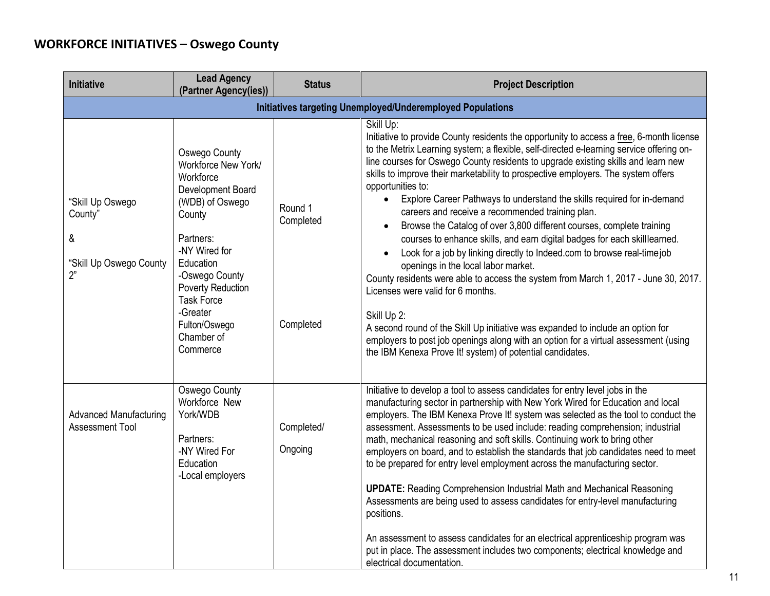## WORKFORCE INITIATIVES – Oswego County

| Initiative | Lead Agency (Partner Agency(ies)) | Status | Project Description |
| --- | --- | --- | --- |
| **Initiatives targeting Unemployed/Underemployed Populations** | | | |
| "Skill Up Oswego County" & "Skill Up Oswego County 2" | Oswego County Workforce New York/ Workforce Development Board (WDB) of Oswego County<br><br>Partners:<br>-NY Wired for Education<br>-Oswego County Poverty Reduction Task Force<br>-Greater Fulton/Oswego Chamber of Commerce | Round 1 Completed<br><br>Completed | Skill Up:<br>Initiative to provide County residents the opportunity to access a free, 6-month license to the Metrix Learning system; a flexible, self-directed e-learning service offering on-line courses for Oswego County residents to upgrade existing skills and learn new skills to improve their marketability to prospective employers. The system offers opportunities to:<br>• Explore Career Pathways to understand the skills required for in-demand careers and receive a recommended training plan.<br>• Browse the Catalog of over 3,800 different courses, complete training courses to enhance skills, and earn digital badges for each skill learned.<br>• Look for a job by linking directly to Indeed.com to browse real-time job openings in the local labor market.<br>County residents were able to access the system from March 1, 2017 - June 30, 2017. Licenses were valid for 6 months.<br><br>Skill Up 2:<br>A second round of the Skill Up initiative was expanded to include an option for employers to post job openings along with an option for a virtual assessment (using the IBM Kenexa Prove It! system) of potential candidates. |
| Advanced Manufacturing Assessment Tool | Oswego County Workforce New York/WDB<br><br>Partners:<br>-NY Wired For Education<br>-Local employers | Completed/<br><br>Ongoing | Initiative to develop a tool to assess candidates for entry level jobs in the manufacturing sector in partnership with New York Wired for Education and local employers. The IBM Kenexa Prove It! system was selected as the tool to conduct the assessment. Assessments to be used include: reading comprehension; industrial math, mechanical reasoning and soft skills. Continuing work to bring other employers on board, and to establish the standards that job candidates need to meet to be prepared for entry level employment across the manufacturing sector.<br><br>**UPDATE:** Reading Comprehension Industrial Math and Mechanical Reasoning Assessments are being used to assess candidates for entry-level manufacturing positions.<br><br>An assessment to assess candidates for an electrical apprenticeship program was put in place. The assessment includes two components; electrical knowledge and electrical documentation. |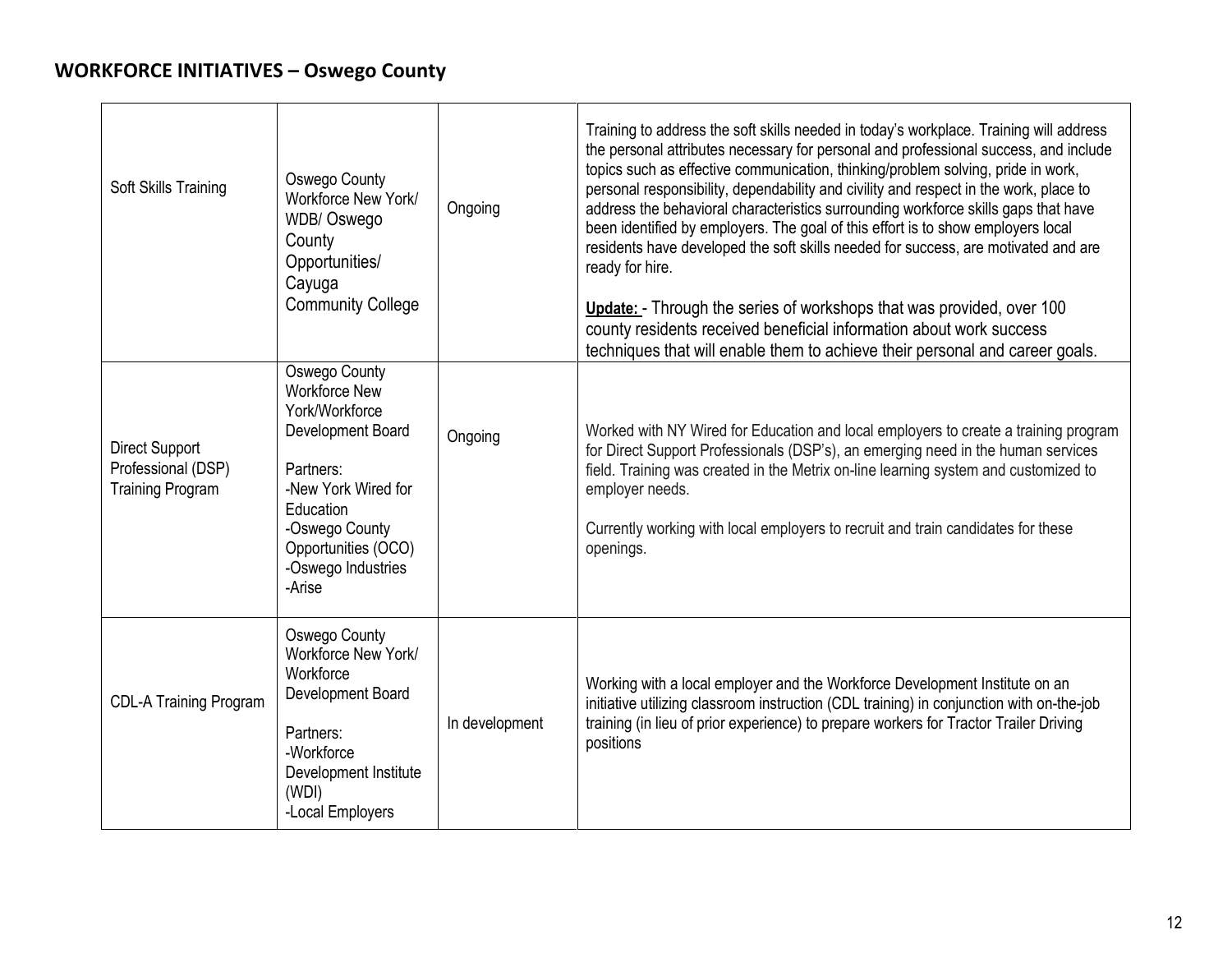## WORKFORCE INITIATIVES – Oswego County

| | | | |
|---|---|---|---|
| Soft Skills Training | Oswego County Workforce New York/ WDB/ Oswego County Opportunities/ Cayuga Community College | Ongoing | Training to address the soft skills needed in today's workplace. Training will address the personal attributes necessary for personal and professional success, and include topics such as effective communication, thinking/problem solving, pride in work, personal responsibility, dependability and civility and respect in the work, place to address the behavioral characteristics surrounding workforce skills gaps that have been identified by employers. The goal of this effort is to show employers local residents have developed the soft skills needed for success, are motivated and are ready for hire.<br><br>**Update:** - Through the series of workshops that was provided, over 100 county residents received beneficial information about work success techniques that will enable them to achieve their personal and career goals. |
| Direct Support Professional (DSP) Training Program | Oswego County Workforce New York/Workforce Development Board<br><br>Partners:<br>-New York Wired for Education<br>-Oswego County Opportunities (OCO)<br>-Oswego Industries<br>-Arise | Ongoing | Worked with NY Wired for Education and local employers to create a training program for Direct Support Professionals (DSP's), an emerging need in the human services field. Training was created in the Metrix on-line learning system and customized to employer needs.<br><br>Currently working with local employers to recruit and train candidates for these openings. |
| CDL-A Training Program | Oswego County Workforce New York/ Workforce Development Board<br><br>Partners:<br>-Workforce Development Institute (WDI)<br>-Local Employers | In development | Working with a local employer and the Workforce Development Institute on an initiative utilizing classroom instruction (CDL training) in conjunction with on-the-job training (in lieu of prior experience) to prepare workers for Tractor Trailer Driving positions |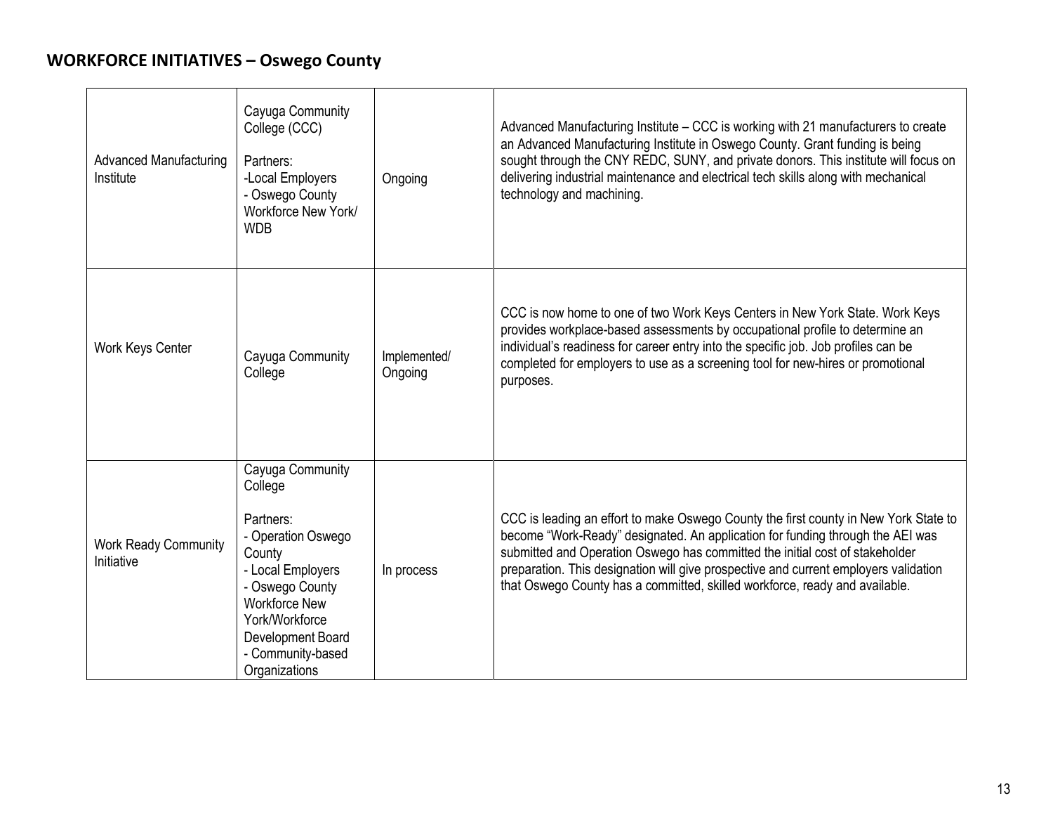## WORKFORCE INITIATIVES – Oswego County

| | | | |
|---|---|---|---|
| Advanced Manufacturing Institute | Cayuga Community College (CCC)<br><br>Partners:<br>-Local Employers<br>- Oswego County Workforce New York/ WDB | Ongoing | Advanced Manufacturing Institute – CCC is working with 21 manufacturers to create an Advanced Manufacturing Institute in Oswego County. Grant funding is being sought through the CNY REDC, SUNY, and private donors. This institute will focus on delivering industrial maintenance and electrical tech skills along with mechanical technology and machining. |
| Work Keys Center | Cayuga Community College | Implemented/ Ongoing | CCC is now home to one of two Work Keys Centers in New York State. Work Keys provides workplace-based assessments by occupational profile to determine an individual's readiness for career entry into the specific job. Job profiles can be completed for employers to use as a screening tool for new-hires or promotional purposes. |
| Work Ready Community Initiative | Cayuga Community College<br><br>Partners:<br>- Operation Oswego County<br>- Local Employers<br>- Oswego County Workforce New York/Workforce Development Board<br>- Community-based Organizations | In process | CCC is leading an effort to make Oswego County the first county in New York State to become "Work-Ready" designated. An application for funding through the AEI was submitted and Operation Oswego has committed the initial cost of stakeholder preparation. This designation will give prospective and current employers validation that Oswego County has a committed, skilled workforce, ready and available. |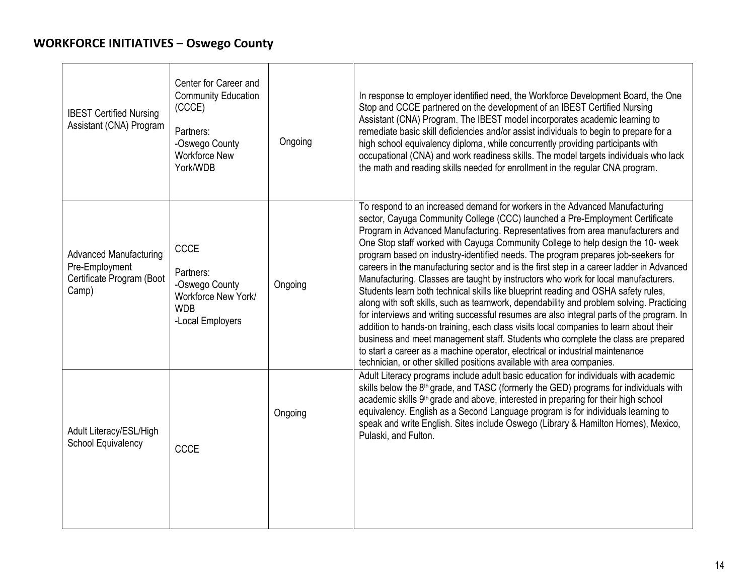## WORKFORCE INITIATIVES – Oswego County

| | | | |
|---|---|---|---|
| IBEST Certified Nursing Assistant (CNA) Program | Center for Career and Community Education (CCCE)<br><br>Partners:<br>-Oswego County Workforce New York/WDB | Ongoing | In response to employer identified need, the Workforce Development Board, the One Stop and CCCE partnered on the development of an IBEST Certified Nursing Assistant (CNA) Program. The IBEST model incorporates academic learning to remediate basic skill deficiencies and/or assist individuals to begin to prepare for a high school equivalency diploma, while concurrently providing participants with occupational (CNA) and work readiness skills. The model targets individuals who lack the math and reading skills needed for enrollment in the regular CNA program. |
| Advanced Manufacturing Pre-Employment Certificate Program (Boot Camp) | CCCE<br><br>Partners:<br>-Oswego County Workforce New York/ WDB<br>-Local Employers | Ongoing | To respond to an increased demand for workers in the Advanced Manufacturing sector, Cayuga Community College (CCC) launched a Pre-Employment Certificate Program in Advanced Manufacturing. Representatives from area manufacturers and One Stop staff worked with Cayuga Community College to help design the 10- week program based on industry-identified needs. The program prepares job-seekers for careers in the manufacturing sector and is the first step in a career ladder in Advanced Manufacturing. Classes are taught by instructors who work for local manufacturers. Students learn both technical skills like blueprint reading and OSHA safety rules, along with soft skills, such as teamwork, dependability and problem solving. Practicing for interviews and writing successful resumes are also integral parts of the program. In addition to hands-on training, each class visits local companies to learn about their business and meet management staff. Students who complete the class are prepared to start a career as a machine operator, electrical or industrial maintenance technician, or other skilled positions available with area companies. |
| Adult Literacy/ESL/High School Equivalency | CCCE | Ongoing | Adult Literacy programs include adult basic education for individuals with academic skills below the 8th grade, and TASC (formerly the GED) programs for individuals with academic skills 9th grade and above, interested in preparing for their high school equivalency. English as a Second Language program is for individuals learning to speak and write English. Sites include Oswego (Library & Hamilton Homes), Mexico, Pulaski, and Fulton. |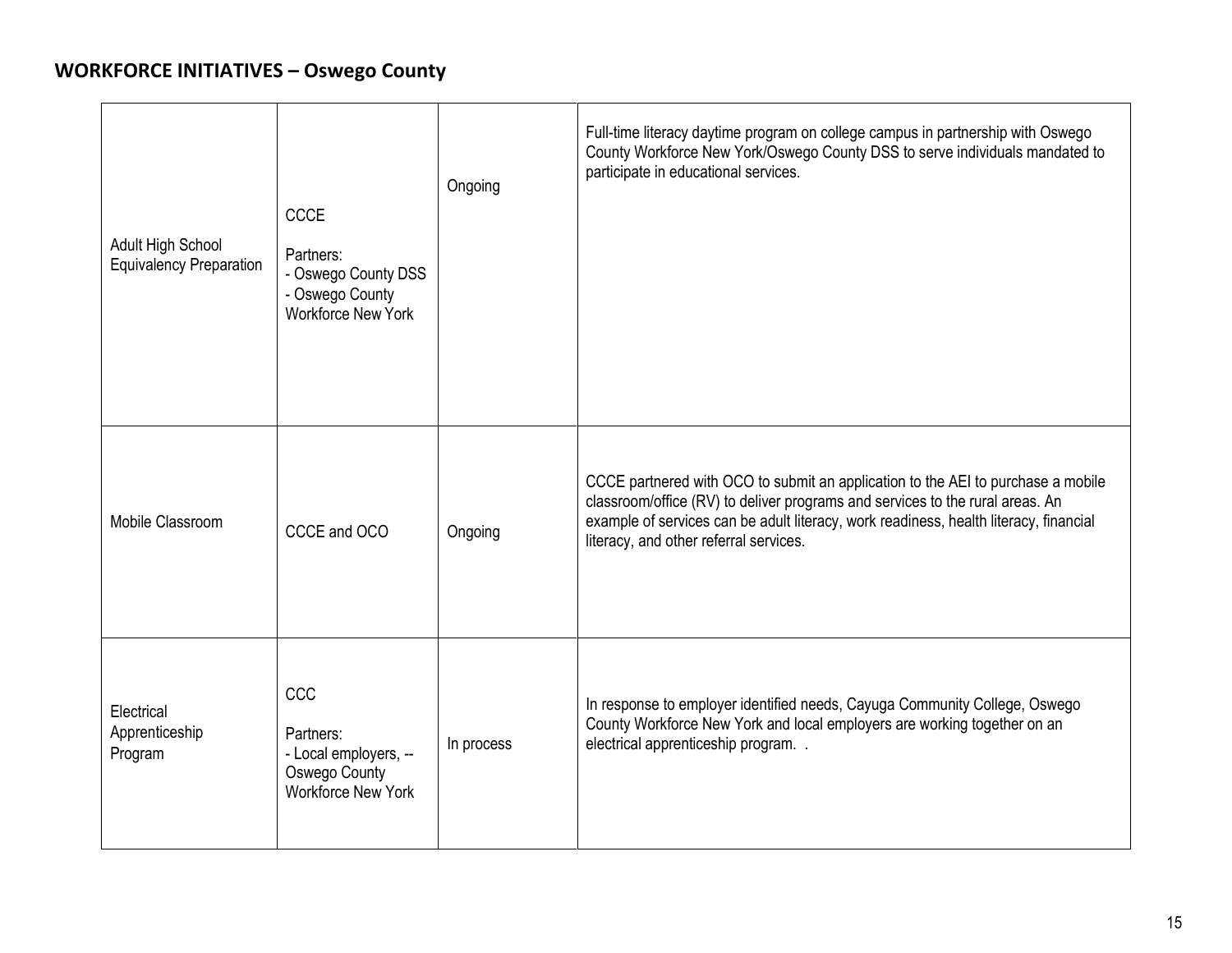## WORKFORCE INITIATIVES – Oswego County

| | | | |
|---|---|---|---|
| Adult High School Equivalency Preparation | CCCE<br><br>Partners:<br>- Oswego County DSS<br>- Oswego County Workforce New York | Ongoing | Full-time literacy daytime program on college campus in partnership with Oswego County Workforce New York/Oswego County DSS to serve individuals mandated to participate in educational services. |
| Mobile Classroom | CCCE and OCO | Ongoing | CCCE partnered with OCO to submit an application to the AEI to purchase a mobile classroom/office (RV) to deliver programs and services to the rural areas. An example of services can be adult literacy, work readiness, health literacy, financial literacy, and other referral services. |
| Electrical Apprenticeship Program | CCC<br><br>Partners:<br>- Local employers, -- Oswego County Workforce New York | In process | In response to employer identified needs, Cayuga Community College, Oswego County Workforce New York and local employers are working together on an electrical apprenticeship program. . |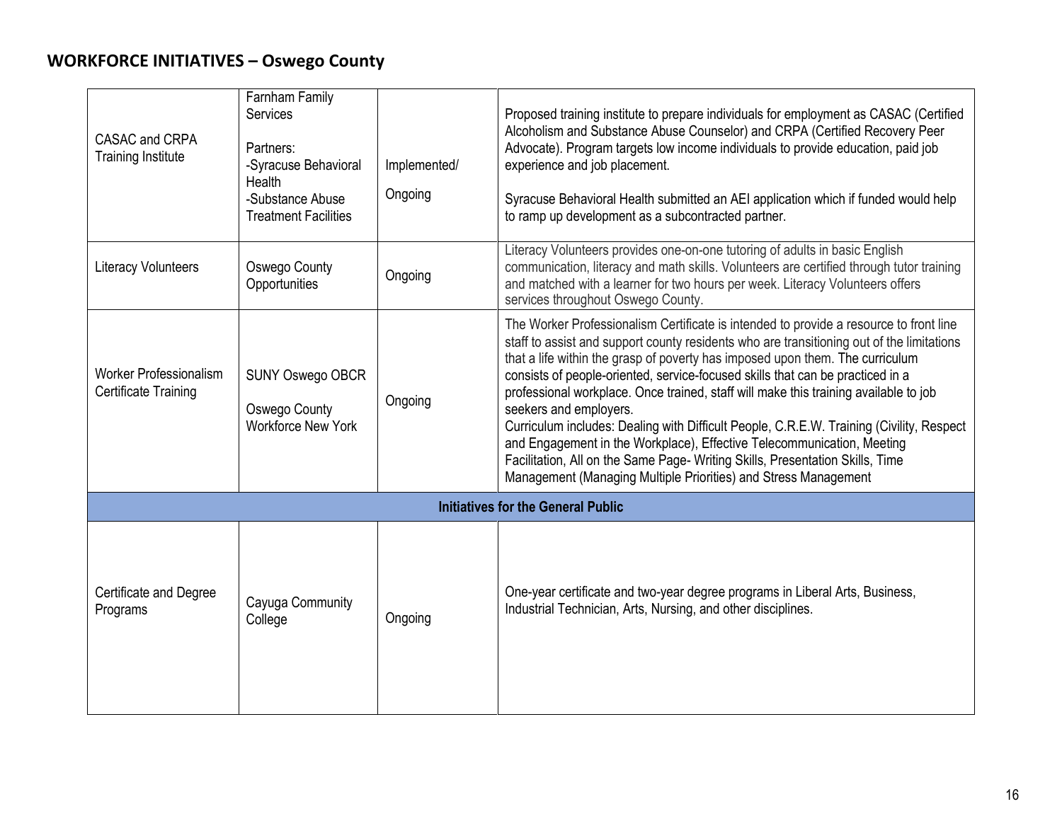## WORKFORCE INITIATIVES – Oswego County

| | | | |
|---|---|---|---|
| CASAC and CRPA Training Institute | Farnham Family Services<br><br>Partners:<br>-Syracuse Behavioral Health<br>-Substance Abuse Treatment Facilities | Implemented/<br>Ongoing | Proposed training institute to prepare individuals for employment as CASAC (Certified Alcoholism and Substance Abuse Counselor) and CRPA (Certified Recovery Peer Advocate). Program targets low income individuals to provide education, paid job experience and job placement.<br><br>Syracuse Behavioral Health submitted an AEI application which if funded would help to ramp up development as a subcontracted partner. |
| Literacy Volunteers | Oswego County Opportunities | Ongoing | Literacy Volunteers provides one-on-one tutoring of adults in basic English communication, literacy and math skills. Volunteers are certified through tutor training and matched with a learner for two hours per week. Literacy Volunteers offers services throughout Oswego County. |
| Worker Professionalism Certificate Training | SUNY Oswego OBCR<br><br>Oswego County Workforce New York | Ongoing | The Worker Professionalism Certificate is intended to provide a resource to front line staff to assist and support county residents who are transitioning out of the limitations that a life within the grasp of poverty has imposed upon them. The curriculum consists of people-oriented, service-focused skills that can be practiced in a professional workplace. Once trained, staff will make this training available to job seekers and employers.<br>Curriculum includes: Dealing with Difficult People, C.R.E.W. Training (Civility, Respect and Engagement in the Workplace), Effective Telecommunication, Meeting Facilitation, All on the Same Page- Writing Skills, Presentation Skills, Time Management (Managing Multiple Priorities) and Stress Management |
| **Initiatives for the General Public** | | | |
| Certificate and Degree Programs | Cayuga Community College | Ongoing | One-year certificate and two-year degree programs in Liberal Arts, Business, Industrial Technician, Arts, Nursing, and other disciplines. |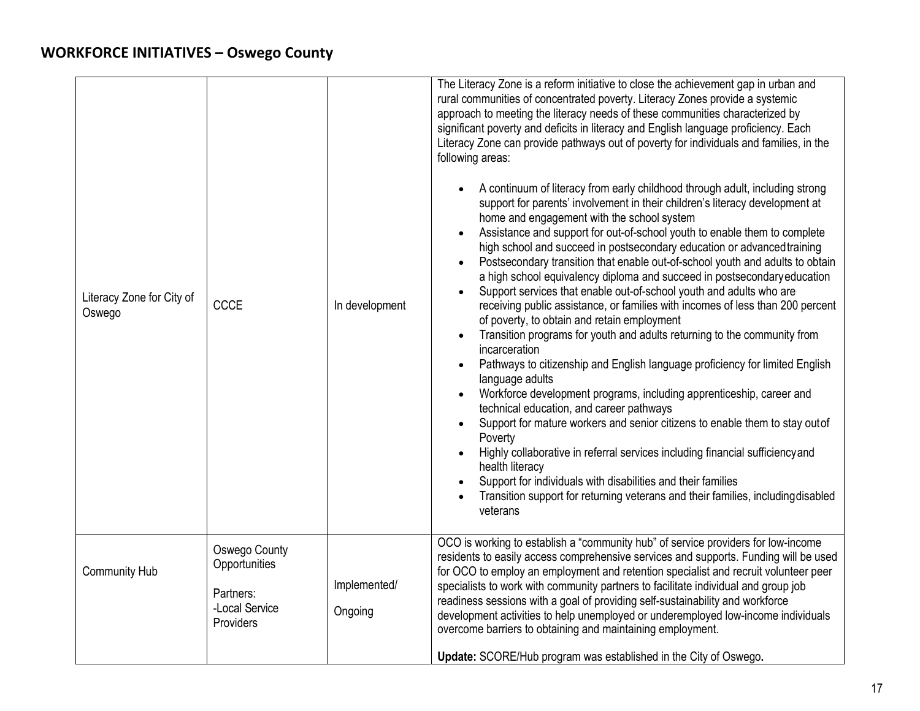## WORKFORCE INITIATIVES – Oswego County

| | | | |
|---|---|---|---|
| Literacy Zone for City of Oswego | CCCE | In development | The Literacy Zone is a reform initiative to close the achievement gap in urban and rural communities of concentrated poverty. Literacy Zones provide a systemic approach to meeting the literacy needs of these communities characterized by significant poverty and deficits in literacy and English language proficiency. Each Literacy Zone can provide pathways out of poverty for individuals and families, in the following areas:<br><br>• A continuum of literacy from early childhood through adult, including strong support for parents' involvement in their children's literacy development at home and engagement with the school system<br>• Assistance and support for out-of-school youth to enable them to complete high school and succeed in postsecondary education or advanced training<br>• Postsecondary transition that enable out-of-school youth and adults to obtain a high school equivalency diploma and succeed in postsecondary education<br>• Support services that enable out-of-school youth and adults who are receiving public assistance, or families with incomes of less than 200 percent of poverty, to obtain and retain employment<br>• Transition programs for youth and adults returning to the community from incarceration<br>• Pathways to citizenship and English language proficiency for limited English language adults<br>• Workforce development programs, including apprenticeship, career and technical education, and career pathways<br>• Support for mature workers and senior citizens to enable them to stay out of Poverty<br>• Highly collaborative in referral services including financial sufficiency and health literacy<br>• Support for individuals with disabilities and their families<br>• Transition support for returning veterans and their families, including disabled veterans |
| Community Hub | Oswego County Opportunities<br><br>Partners:<br>-Local Service Providers | Implemented/<br><br>Ongoing | OCO is working to establish a "community hub" of service providers for low-income residents to easily access comprehensive services and supports. Funding will be used for OCO to employ an employment and retention specialist and recruit volunteer peer specialists to work with community partners to facilitate individual and group job readiness sessions with a goal of providing self-sustainability and workforce development activities to help unemployed or underemployed low-income individuals overcome barriers to obtaining and maintaining employment.<br><br>**Update:** SCORE/Hub program was established in the City of Oswego**.** |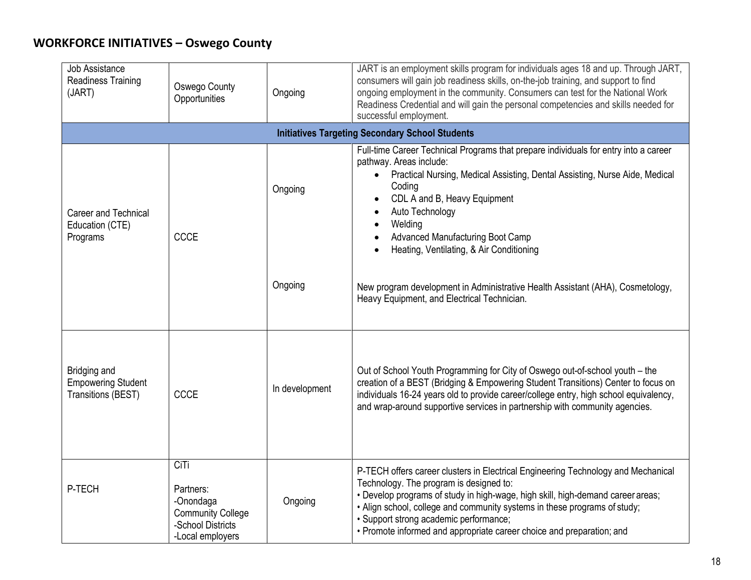## WORKFORCE INITIATIVES – Oswego County

| | | | |
|---|---|---|---|
| Job Assistance Readiness Training (JART) | Oswego County Opportunities | Ongoing | JART is an employment skills program for individuals ages 18 and up. Through JART, consumers will gain job readiness skills, on-the-job training, and support to find ongoing employment in the community. Consumers can test for the National Work Readiness Credential and will gain the personal competencies and skills needed for successful employment. |
| **Initiatives Targeting Secondary School Students** | | | |
| Career and Technical Education (CTE) Programs | CCCE | Ongoing<br><br>Ongoing | Full-time Career Technical Programs that prepare individuals for entry into a career pathway. Areas include:<br>• Practical Nursing, Medical Assisting, Dental Assisting, Nurse Aide, Medical Coding<br>• CDL A and B, Heavy Equipment<br>• Auto Technology<br>• Welding<br>• Advanced Manufacturing Boot Camp<br>• Heating, Ventilating, & Air Conditioning<br><br>New program development in Administrative Health Assistant (AHA), Cosmetology, Heavy Equipment, and Electrical Technician. |
| Bridging and Empowering Student Transitions (BEST) | CCCE | In development | Out of School Youth Programming for City of Oswego out-of-school youth – the creation of a BEST (Bridging & Empowering Student Transitions) Center to focus on individuals 16-24 years old to provide career/college entry, high school equivalency, and wrap-around supportive services in partnership with community agencies. |
| P-TECH | CiTi<br><br>Partners:<br>-Onondaga Community College<br>-School Districts<br>-Local employers | Ongoing | P-TECH offers career clusters in Electrical Engineering Technology and Mechanical Technology. The program is designed to:<br>• Develop programs of study in high-wage, high skill, high-demand career areas;<br>• Align school, college and community systems in these programs of study;<br>• Support strong academic performance;<br>• Promote informed and appropriate career choice and preparation; and |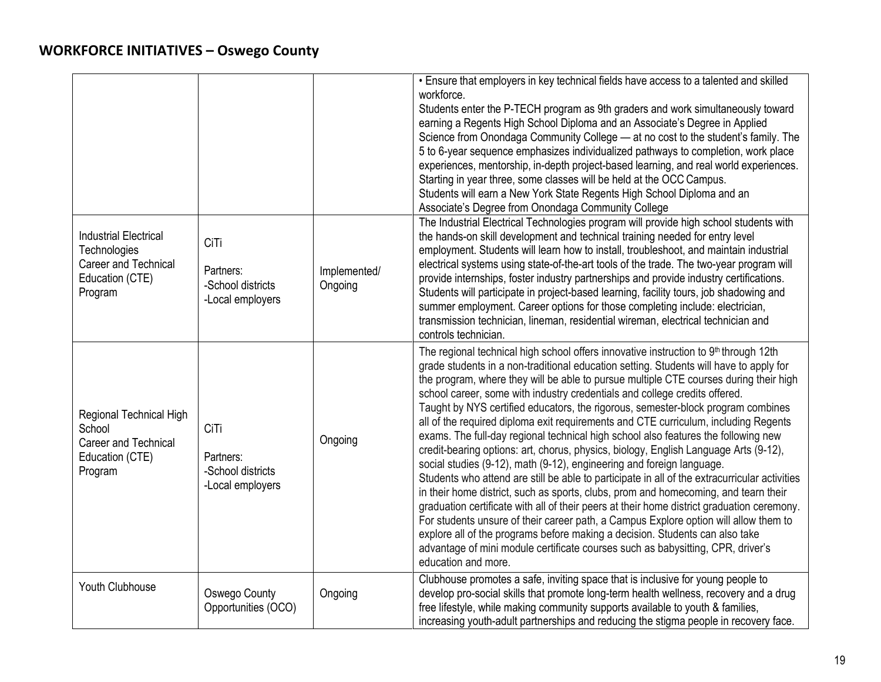## WORKFORCE INITIATIVES – Oswego County

| | | | |
|---|---|---|---|
| | | | • Ensure that employers in key technical fields have access to a talented and skilled workforce.<br>Students enter the P-TECH program as 9th graders and work simultaneously toward earning a Regents High School Diploma and an Associate's Degree in Applied Science from Onondaga Community College — at no cost to the student's family. The 5 to 6-year sequence emphasizes individualized pathways to completion, work place experiences, mentorship, in-depth project-based learning, and real world experiences. Starting in year three, some classes will be held at the OCC Campus.<br>Students will earn a New York State Regents High School Diploma and an Associate's Degree from Onondaga Community College |
| Industrial Electrical Technologies Career and Technical Education (CTE) Program | CiTi<br><br>Partners:<br>-School districts<br>-Local employers | Implemented/ Ongoing | The Industrial Electrical Technologies program will provide high school students with the hands-on skill development and technical training needed for entry level employment. Students will learn how to install, troubleshoot, and maintain industrial electrical systems using state-of-the-art tools of the trade. The two-year program will provide internships, foster industry partnerships and provide industry certifications. Students will participate in project-based learning, facility tours, job shadowing and summer employment. Career options for those completing include: electrician, transmission technician, lineman, residential wireman, electrical technician and controls technician. |
| Regional Technical High School Career and Technical Education (CTE) Program | CiTi<br><br>Partners:<br>-School districts<br>-Local employers | Ongoing | The regional technical high school offers innovative instruction to 9th through 12th grade students in a non-traditional education setting. Students will have to apply for the program, where they will be able to pursue multiple CTE courses during their high school career, some with industry credentials and college credits offered.<br>Taught by NYS certified educators, the rigorous, semester-block program combines all of the required diploma exit requirements and CTE curriculum, including Regents exams. The full-day regional technical high school also features the following new credit-bearing options: art, chorus, physics, biology, English Language Arts (9-12), social studies (9-12), math (9-12), engineering and foreign language.<br>Students who attend are still be able to participate in all of the extracurricular activities in their home district, such as sports, clubs, prom and homecoming, and tearn their graduation certificate with all of their peers at their home district graduation ceremony. For students unsure of their career path, a Campus Explore option will allow them to explore all of the programs before making a decision. Students can also take advantage of mini module certificate courses such as babysitting, CPR, driver's education and more. |
| Youth Clubhouse | Oswego County Opportunities (OCO) | Ongoing | Clubhouse promotes a safe, inviting space that is inclusive for young people to develop pro-social skills that promote long-term health wellness, recovery and a drug free lifestyle, while making community supports available to youth & families, increasing youth-adult partnerships and reducing the stigma people in recovery face. |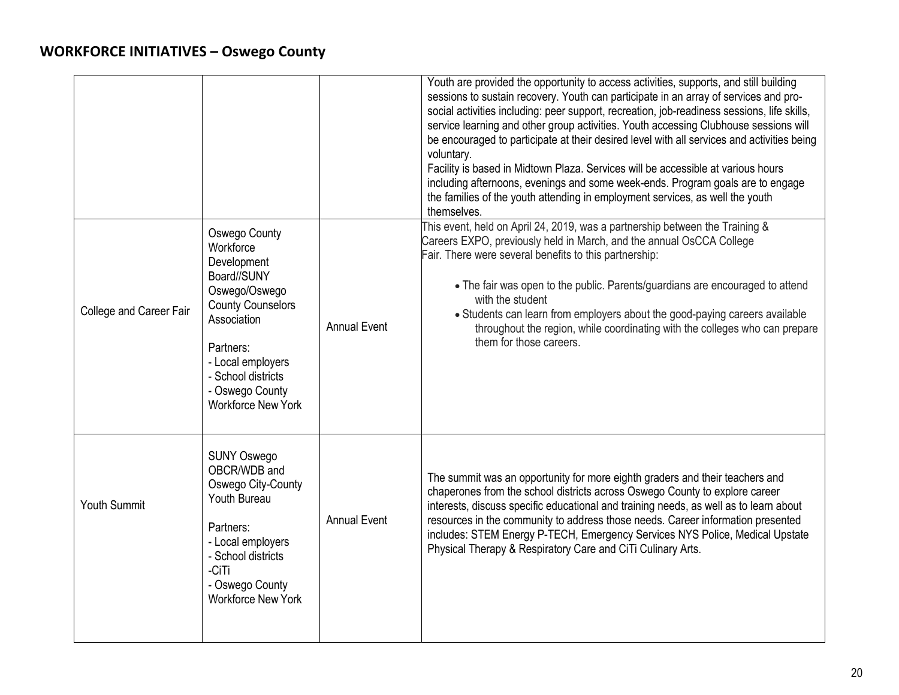## WORKFORCE INITIATIVES – Oswego County

| | | | |
|---|---|---|---|
| | | | Youth are provided the opportunity to access activities, supports, and still building sessions to sustain recovery. Youth can participate in an array of services and pro-social activities including: peer support, recreation, job-readiness sessions, life skills, service learning and other group activities. Youth accessing Clubhouse sessions will be encouraged to participate at their desired level with all services and activities being voluntary.<br>Facility is based in Midtown Plaza. Services will be accessible at various hours including afternoons, evenings and some week-ends. Program goals are to engage the families of the youth attending in employment services, as well the youth themselves. |
| College and Career Fair | Oswego County Workforce Development Board//SUNY Oswego/Oswego County Counselors Association<br><br>Partners:<br>- Local employers<br>- School districts<br>- Oswego County Workforce New York | Annual Event | This event, held on April 24, 2019, was a partnership between the Training & Careers EXPO, previously held in March, and the annual OsCCA College Fair. There were several benefits to this partnership:<br>• The fair was open to the public. Parents/guardians are encouraged to attend with the student<br>• Students can learn from employers about the good-paying careers available throughout the region, while coordinating with the colleges who can prepare them for those careers. |
| Youth Summit | SUNY Oswego OBCR/WDB and Oswego City-County Youth Bureau<br><br>Partners:<br>- Local employers<br>- School districts<br>-CiTi<br>- Oswego County Workforce New York | Annual Event | The summit was an opportunity for more eighth graders and their teachers and chaperones from the school districts across Oswego County to explore career interests, discuss specific educational and training needs, as well as to learn about resources in the community to address those needs. Career information presented includes: STEM Energy P-TECH, Emergency Services NYS Police, Medical Upstate Physical Therapy & Respiratory Care and CiTi Culinary Arts. |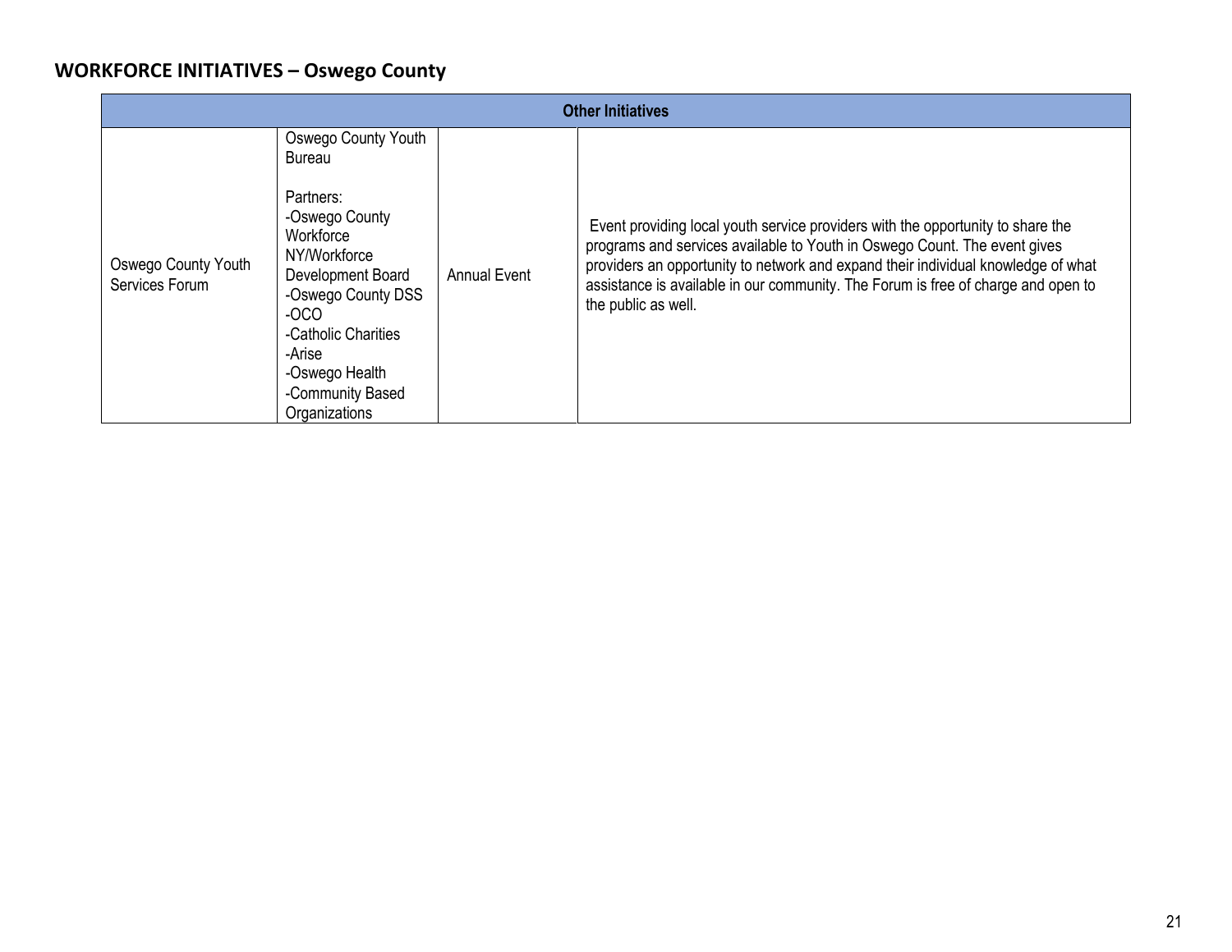## WORKFORCE INITIATIVES – Oswego County

| Other Initiatives | | | |
|---|---|---|---|
| Oswego County Youth Services Forum | Oswego County Youth Bureau<br><br>Partners:<br>-Oswego County Workforce NY/Workforce Development Board<br>-Oswego County DSS<br>-OCO<br>-Catholic Charities<br>-Arise<br>-Oswego Health<br>-Community Based Organizations | Annual Event | Event providing local youth service providers with the opportunity to share the programs and services available to Youth in Oswego Count. The event gives providers an opportunity to network and expand their individual knowledge of what assistance is available in our community. The Forum is free of charge and open to the public as well. |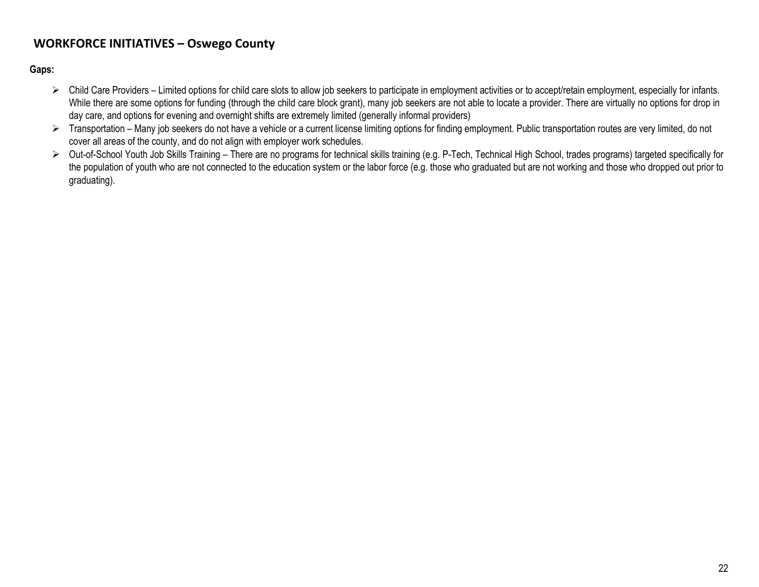## WORKFORCE INITIATIVES – Oswego County

**Gaps:**

- Child Care Providers – Limited options for child care slots to allow job seekers to participate in employment activities or to accept/retain employment, especially for infants. While there are some options for funding (through the child care block grant), many job seekers are not able to locate a provider. There are virtually no options for drop in day care, and options for evening and overnight shifts are extremely limited (generally informal providers)
- Transportation – Many job seekers do not have a vehicle or a current license limiting options for finding employment. Public transportation routes are very limited, do not cover all areas of the county, and do not align with employer work schedules.
- Out-of-School Youth Job Skills Training – There are no programs for technical skills training (e.g. P-Tech, Technical High School, trades programs) targeted specifically for the population of youth who are not connected to the education system or the labor force (e.g. those who graduated but are not working and those who dropped out prior to graduating).